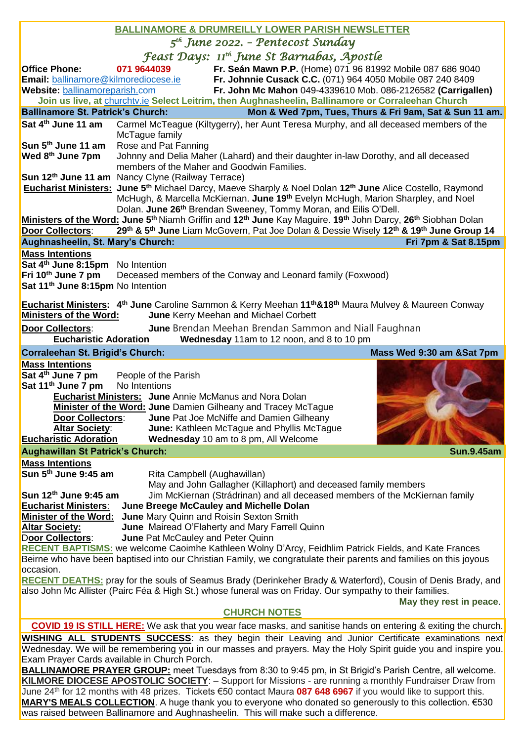# BALLINAMORE & DRUMREILLY LOWER PARISH NEWSLETTER

*5th June 2022. – Pentecost Sunday*

*Feast Days: 11th June St Barnabas, Apostle*

**Office Phone:** 071 9644039
**Email:** ballinamore@kilmorediocese.ie
**Website:** ballinamoreparish.com

**Fr. Seán Mawn P.P.** (Home) 071 96 81992 Mobile 087 686 9040
**Fr. Johnnie Cusack C.C.** (071) 964 4050 Mobile 087 240 8409
**Fr. John Mc Mahon** 049-4339610 Mob. 086-2126582 **(Carrigallen)**

**Join us live, at churchtv.ie Select Leitrim, then Aughnasheelin, Ballinamore or Corraleehan Church**

## Ballinamore St. Patrick's Church: Mon & Wed 7pm, Tues, Thurs & Fri 9am, Sat & Sun 11 am.

**Sat 4th June 11 am** Carmel McTeague (Kiltygerry), her Aunt Teresa Murphy, and all deceased members of the McTague family
**Sun 5th June 11 am** Rose and Pat Fanning
**Wed 8th June 7pm** Johnny and Delia Maher (Lahard) and their daughter in-law Dorothy, and all deceased members of the Maher and Goodwin Families.
**Sun 12th June 11 am** Nancy Clyne (Railway Terrace)

**Eucharist Ministers:** **June 5th** Michael Darcy, Maeve Sharply & Noel Dolan **12th June** Alice Costello, Raymond McHugh, & Marcella McKiernan. **June 19th** Evelyn McHugh, Marion Sharpley, and Noel Dolan. **June 26th** Brendan Sweeney, Tommy Moran, and Eilis O'Dell.
**Ministers of the Word:** **June 5th** Niamh Griffin and **12th June** Kay Maguire. **19th** John Darcy, **26th** Siobhan Dolan
**Door Collectors**: **29th & 5th June** Liam McGovern, Pat Joe Dolan & Dessie Wisely **12th & 19th June Group 14**

## Aughnasheelin, St. Mary's Church: Fri 7pm & Sat 8.15pm

**Mass Intentions**
**Sat 4th June 8:15pm** No Intention
**Fri 10th June 7 pm** Deceased members of the Conway and Leonard family (Foxwood)
**Sat 11th June 8:15pm** No Intention

**Eucharist Ministers:** **4th June** Caroline Sammon & Kerry Meehan **11th&18th** Maura Mulvey & Maureen Conway
**Ministers of the Word:** **June** Kerry Meehan and Michael Corbett
**Door Collectors**: **June** Brendan Meehan Brendan Sammon and Niall Faughnan
**Eucharistic Adoration** **Wednesday** 11am to 12 noon, and 8 to 10 pm

## Corraleehan St. Brigid's Church: Mass Wed 9:30 am &Sat 7pm

**Mass Intentions**
**Sat 4th June 7 pm** People of the Parish
**Sat 11th June 7 pm** No Intentions

**Eucharist Ministers:** **June** Annie McManus and Nora Dolan
**Minister of the Word:** **June** Damien Gilheany and Tracey McTague
**Door Collectors**: **June** Pat Joe McNiffe and Damien Gilheany
**Altar Society**: **June:** Kathleen McTague and Phyllis McTague
**Eucharistic Adoration** **Wednesday** 10 am to 8 pm, All Welcome

## Aughawillan St Patrick's Church: Sun.9.45am

**Mass Intentions**
**Sun 5th June 9:45 am** Rita Campbell (Aughawillan)
May and John Gallagher (Killaphort) and deceased family members
**Sun 12th June 9:45 am** Jim McKiernan (Strádrinan) and all deceased members of the McKiernan family

**Eucharist Ministers**: **June Breege McCauley and Michelle Dolan**
**Minister of the Word:** **June** Mary Quinn and Roisín Sexton Smith
**Altar Society:** **June** Mairead O'Flaherty and Mary Farrell Quinn
**Door Collectors**: **June** Pat McCauley and Peter Quinn

**RECENT BAPTISMS:** we welcome Caoimhe Kathleen Wolny D'Arcy, Feidhlim Patrick Fields, and Kate Frances Beirne who have been baptised into our Christian Family, we congratulate their parents and families on this joyous occasion.

**RECENT DEATHS:** pray for the souls of Seamus Brady (Derinkeher Brady & Waterford), Cousin of Denis Brady, and also John Mc Allister (Pairc Féa & High St.) whose funeral was on Friday. Our sympathy to their families.

**May they rest in peace**.

## CHURCH NOTES

**COVID 19 IS STILL HERE:** We ask that you wear face masks, and sanitise hands on entering & exiting the church.

**WISHING ALL STUDENTS SUCCESS**: as they begin their Leaving and Junior Certificate examinations next Wednesday. We will be remembering you in our masses and prayers. May the Holy Spirit guide you and inspire you. Exam Prayer Cards available in Church Porch.

**BALLINAMORE PRAYER GROUP:** meet Tuesdays from 8:30 to 9:45 pm, in St Brigid's Parish Centre, all welcome.

**KILMORE DIOCESE APOSTOLIC SOCIETY**: – Support for Missions - are running a monthly Fundraiser Draw from June 24th for 12 months with 48 prizes. Tickets €50 contact Maura **087 648 6967** if you would like to support this.

**MARY'S MEALS COLLECTION**. A huge thank you to everyone who donated so generously to this collection. €530 was raised between Ballinamore and Aughnasheelin. This will make such a difference.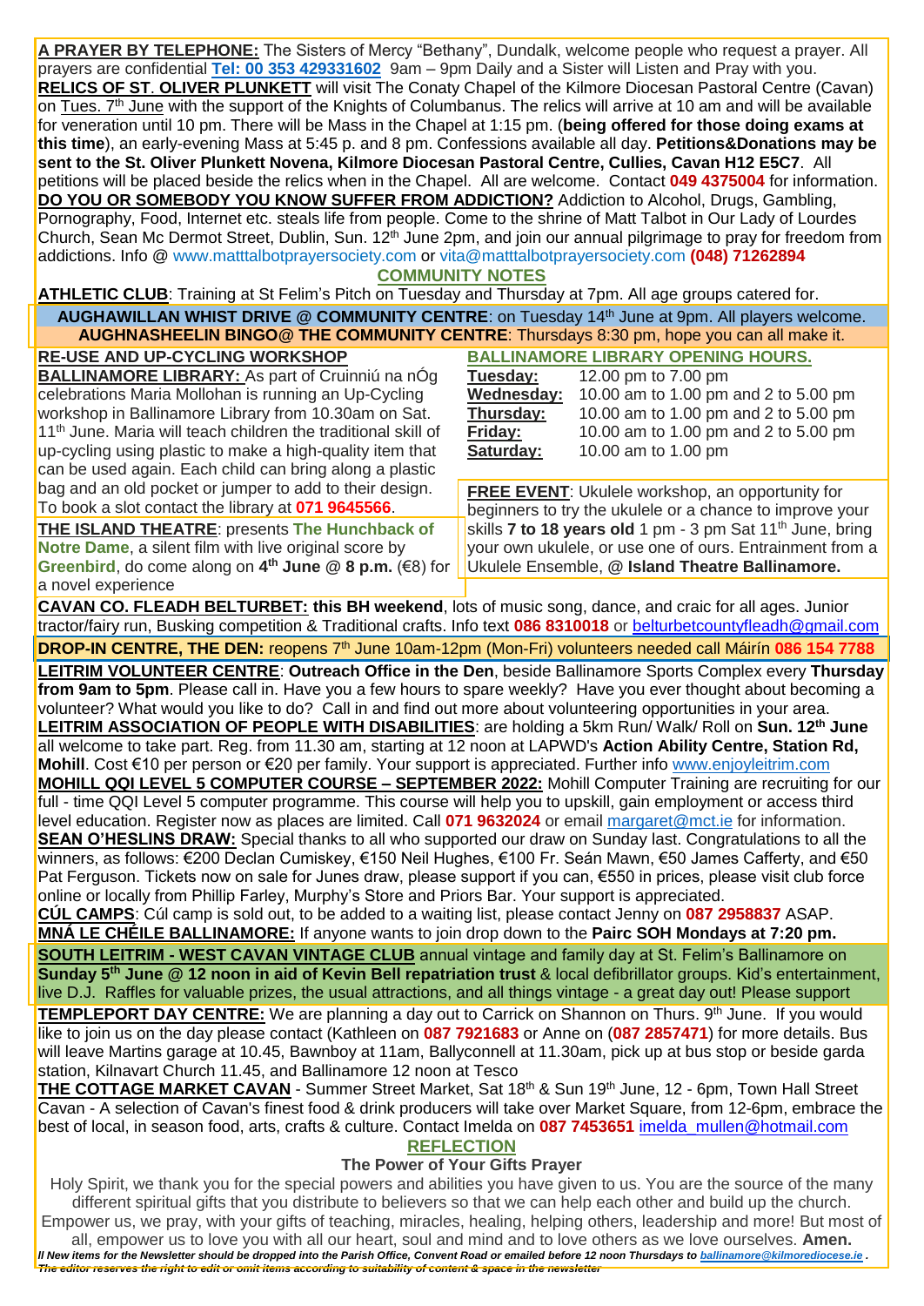**A PRAYER BY TELEPHONE:** The Sisters of Mercy "Bethany", Dundalk, welcome people who request a prayer. All prayers are confidential **Tel: 00 353 429331602** 9am – 9pm Daily and a Sister will Listen and Pray with you.

**RELICS OF ST. OLIVER PLUNKETT** will visit The Conaty Chapel of the Kilmore Diocesan Pastoral Centre (Cavan) on Tues. 7th June with the support of the Knights of Columbanus. The relics will arrive at 10 am and will be available for veneration until 10 pm. There will be Mass in the Chapel at 1:15 pm. (**being offered for those doing exams at this time**), an early-evening Mass at 5:45 p. and 8 pm. Confessions available all day. **Petitions&Donations may be sent to the St. Oliver Plunkett Novena, Kilmore Diocesan Pastoral Centre, Cullies, Cavan H12 E5C7**. All petitions will be placed beside the relics when in the Chapel. All are welcome. Contact **049 4375004** for information.

**DO YOU OR SOMEBODY YOU KNOW SUFFER FROM ADDICTION?** Addiction to Alcohol, Drugs, Gambling, Pornography, Food, Internet etc. steals life from people. Come to the shrine of Matt Talbot in Our Lady of Lourdes Church, Sean Mc Dermot Street, Dublin, Sun. 12th June 2pm, and join our annual pilgrimage to pray for freedom from addictions. Info @ www.matttalbotprayersociety.com or vita@matttalbotprayersociety.com **(048) 71262894**

## COMMUNITY NOTES

**ATHLETIC CLUB**: Training at St Felim's Pitch on Tuesday and Thursday at 7pm. All age groups catered for.

**AUGHAWILLAN WHIST DRIVE @ COMMUNITY CENTRE**: on Tuesday 14th June at 9pm. All players welcome.

**AUGHNASHEELIN BINGO@ THE COMMUNITY CENTRE**: Thursdays 8:30 pm, hope you can all make it.

**RE-USE AND UP-CYCLING WORKSHOP**
**BALLINAMORE LIBRARY:** As part of Cruinniú na nÓg celebrations Maria Mollohan is running an Up-Cycling workshop in Ballinamore Library from 10.30am on Sat. 11th June. Maria will teach children the traditional skill of up-cycling using plastic to make a high-quality item that can be used again. Each child can bring along a plastic bag and an old pocket or jumper to add to their design. To book a slot contact the library at **071 9645566**.

**THE ISLAND THEATRE**: presents **The Hunchback of Notre Dame**, a silent film with live original score by **Greenbird**, do come along on **4th June @ 8 p.m.** (€8) for a novel experience

**BALLINAMORE LIBRARY OPENING HOURS.**

| | |
|---|---|
| **Tuesday:** | 12.00 pm to 7.00 pm |
| **Wednesday:** | 10.00 am to 1.00 pm and 2 to 5.00 pm |
| **Thursday:** | 10.00 am to 1.00 pm and 2 to 5.00 pm |
| **Friday:** | 10.00 am to 1.00 pm and 2 to 5.00 pm |
| **Saturday:** | 10.00 am to 1.00 pm |

**FREE EVENT**: Ukulele workshop, an opportunity for beginners to try the ukulele or a chance to improve your skills **7 to 18 years old** 1 pm - 3 pm Sat 11th June, bring your own ukulele, or use one of ours. Entrainment from a Ukulele Ensemble, **@ Island Theatre Ballinamore.**

**CAVAN CO. FLEADH BELTURBET: this BH weekend**, lots of music song, dance, and craic for all ages. Junior tractor/fairy run, Busking competition & Traditional crafts. Info text **086 8310018** or belturbetcountyfleadh@gmail.com

**DROP-IN CENTRE, THE DEN:** reopens 7th June 10am-12pm (Mon-Fri) volunteers needed call Máirín **086 154 7788**

**LEITRIM VOLUNTEER CENTRE**: **Outreach Office in the Den**, beside Ballinamore Sports Complex every **Thursday from 9am to 5pm**. Please call in. Have you a few hours to spare weekly? Have you ever thought about becoming a volunteer? What would you like to do? Call in and find out more about volunteering opportunities in your area.

**LEITRIM ASSOCIATION OF PEOPLE WITH DISABILITIES**: are holding a 5km Run/ Walk/ Roll on **Sun. 12th June** all welcome to take part. Reg. from 11.30 am, starting at 12 noon at LAPWD's **Action Ability Centre, Station Rd, Mohill**. Cost €10 per person or €20 per family. Your support is appreciated. Further info www.enjoyleitrim.com

**MOHILL QQI LEVEL 5 COMPUTER COURSE – SEPTEMBER 2022:** Mohill Computer Training are recruiting for our full - time QQI Level 5 computer programme. This course will help you to upskill, gain employment or access third level education. Register now as places are limited. Call **071 9632024** or email margaret@mct.ie for information.

**SEAN O'HESLINS DRAW:** Special thanks to all who supported our draw on Sunday last. Congratulations to all the winners, as follows: €200 Declan Cumiskey, €150 Neil Hughes, €100 Fr. Seán Mawn, €50 James Cafferty, and €50 Pat Ferguson. Tickets now on sale for Junes draw, please support if you can, €550 in prices, please visit club force online or locally from Phillip Farley, Murphy's Store and Priors Bar. Your support is appreciated.

**CÚL CAMPS**: Cúl camp is sold out, to be added to a waiting list, please contact Jenny on **087 2958837** ASAP.

**MNÁ LE CHÉILE BALLINAMORE:** If anyone wants to join drop down to the **Pairc SOH Mondays at 7:20 pm.**

**SOUTH LEITRIM - WEST CAVAN VINTAGE CLUB** annual vintage and family day at St. Felim's Ballinamore on **Sunday 5th June @ 12 noon in aid of Kevin Bell repatriation trust** & local defibrillator groups. Kid's entertainment, live D.J. Raffles for valuable prizes, the usual attractions, and all things vintage - a great day out! Please support

**TEMPLEPORT DAY CENTRE:** We are planning a day out to Carrick on Shannon on Thurs. 9th June. If you would like to join us on the day please contact (Kathleen on **087 7921683** or Anne on (**087 2857471**) for more details. Bus will leave Martins garage at 10.45, Bawnboy at 11am, Ballyconnell at 11.30am, pick up at bus stop or beside garda station, Kilnavart Church 11.45, and Ballinamore 12 noon at Tesco

**THE COTTAGE MARKET CAVAN** - Summer Street Market, Sat 18th & Sun 19th June, 12 - 6pm, Town Hall Street Cavan - A selection of Cavan's finest food & drink producers will take over Market Square, from 12-6pm, embrace the best of local, in season food, arts, crafts & culture. Contact Imelda on **087 7453651** imelda_mullen@hotmail.com

## REFLECTION

### The Power of Your Gifts Prayer

Holy Spirit, we thank you for the special powers and abilities you have given to us. You are the source of the many different spiritual gifts that you distribute to believers so that we can help each other and build up the church. Empower us, we pray, with your gifts of teaching, miracles, healing, helping others, leadership and more! But most of all, empower us to love you with all our heart, soul and mind and to love others as we love ourselves. **Amen.**

***ll New items for the Newsletter should be dropped into the Parish Office, Convent Road or emailed before 12 noon Thursdays to ballinamore@kilmorediocese.ie .***
***The editor reserves the right to edit or omit items according to suitability of content & space in the newsletter***